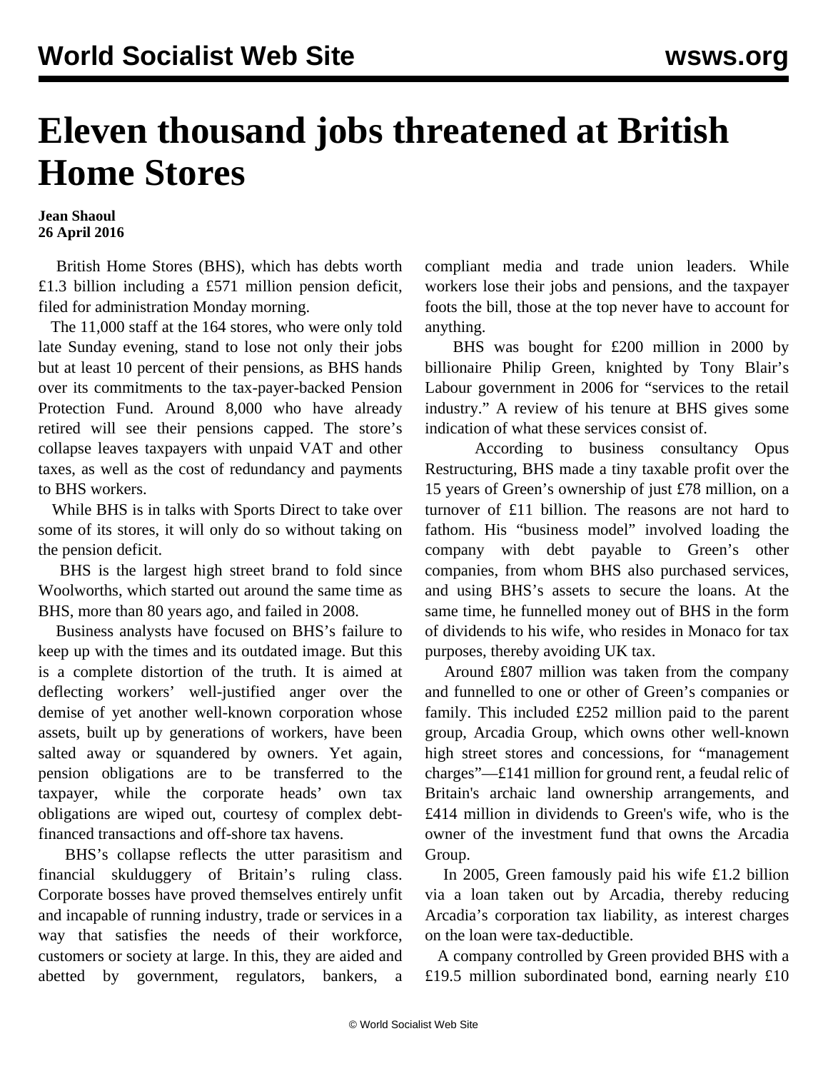# Eleven thousand jobs threatened at British Home Stores

**Jean Shaoul**
**26 April 2016**

British Home Stores (BHS), which has debts worth £1.3 billion including a £571 million pension deficit, filed for administration Monday morning.

The 11,000 staff at the 164 stores, who were only told late Sunday evening, stand to lose not only their jobs but at least 10 percent of their pensions, as BHS hands over its commitments to the tax-payer-backed Pension Protection Fund. Around 8,000 who have already retired will see their pensions capped. The store's collapse leaves taxpayers with unpaid VAT and other taxes, as well as the cost of redundancy and payments to BHS workers.

While BHS is in talks with Sports Direct to take over some of its stores, it will only do so without taking on the pension deficit.

BHS is the largest high street brand to fold since Woolworths, which started out around the same time as BHS, more than 80 years ago, and failed in 2008.

Business analysts have focused on BHS's failure to keep up with the times and its outdated image. But this is a complete distortion of the truth. It is aimed at deflecting workers' well-justified anger over the demise of yet another well-known corporation whose assets, built up by generations of workers, have been salted away or squandered by owners. Yet again, pension obligations are to be transferred to the taxpayer, while the corporate heads' own tax obligations are wiped out, courtesy of complex debt-financed transactions and off-shore tax havens.

BHS's collapse reflects the utter parasitism and financial skulduggery of Britain's ruling class. Corporate bosses have proved themselves entirely unfit and incapable of running industry, trade or services in a way that satisfies the needs of their workforce, customers or society at large. In this, they are aided and abetted by government, regulators, bankers, a compliant media and trade union leaders. While workers lose their jobs and pensions, and the taxpayer foots the bill, those at the top never have to account for anything.

BHS was bought for £200 million in 2000 by billionaire Philip Green, knighted by Tony Blair's Labour government in 2006 for "services to the retail industry." A review of his tenure at BHS gives some indication of what these services consist of.

According to business consultancy Opus Restructuring, BHS made a tiny taxable profit over the 15 years of Green's ownership of just £78 million, on a turnover of £11 billion. The reasons are not hard to fathom. His "business model" involved loading the company with debt payable to Green's other companies, from whom BHS also purchased services, and using BHS's assets to secure the loans. At the same time, he funnelled money out of BHS in the form of dividends to his wife, who resides in Monaco for tax purposes, thereby avoiding UK tax.

Around £807 million was taken from the company and funnelled to one or other of Green's companies or family. This included £252 million paid to the parent group, Arcadia Group, which owns other well-known high street stores and concessions, for "management charges"—£141 million for ground rent, a feudal relic of Britain's archaic land ownership arrangements, and £414 million in dividends to Green's wife, who is the owner of the investment fund that owns the Arcadia Group.

In 2005, Green famously paid his wife £1.2 billion via a loan taken out by Arcadia, thereby reducing Arcadia's corporation tax liability, as interest charges on the loan were tax-deductible.

A company controlled by Green provided BHS with a £19.5 million subordinated bond, earning nearly £10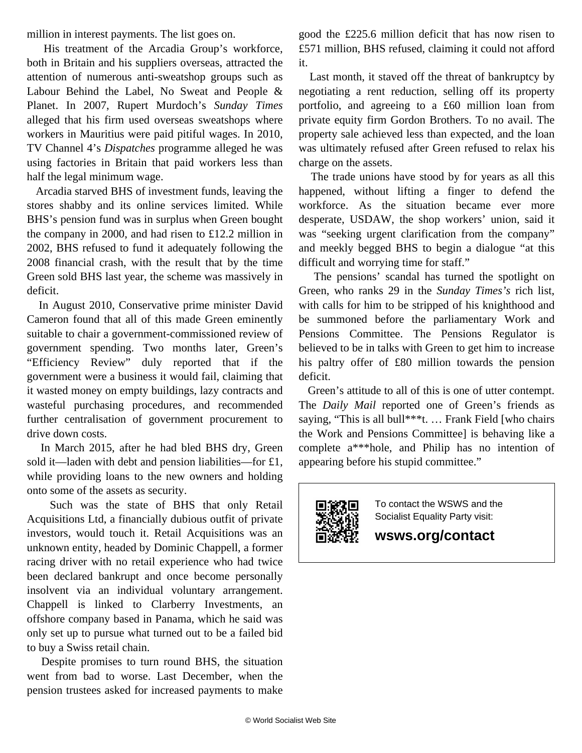million in interest payments. The list goes on.

His treatment of the Arcadia Group's workforce, both in Britain and his suppliers overseas, attracted the attention of numerous anti-sweatshop groups such as Labour Behind the Label, No Sweat and People & Planet. In 2007, Rupert Murdoch's *Sunday Times* alleged that his firm used overseas sweatshops where workers in Mauritius were paid pitiful wages. In 2010, TV Channel 4's *Dispatches* programme alleged he was using factories in Britain that paid workers less than half the legal minimum wage.

Arcadia starved BHS of investment funds, leaving the stores shabby and its online services limited. While BHS's pension fund was in surplus when Green bought the company in 2000, and had risen to £12.2 million in 2002, BHS refused to fund it adequately following the 2008 financial crash, with the result that by the time Green sold BHS last year, the scheme was massively in deficit.

In August 2010, Conservative prime minister David Cameron found that all of this made Green eminently suitable to chair a government-commissioned review of government spending. Two months later, Green's "Efficiency Review" duly reported that if the government were a business it would fail, claiming that it wasted money on empty buildings, lazy contracts and wasteful purchasing procedures, and recommended further centralisation of government procurement to drive down costs.

In March 2015, after he had bled BHS dry, Green sold it—laden with debt and pension liabilities—for £1, while providing loans to the new owners and holding onto some of the assets as security.

Such was the state of BHS that only Retail Acquisitions Ltd, a financially dubious outfit of private investors, would touch it. Retail Acquisitions was an unknown entity, headed by Dominic Chappell, a former racing driver with no retail experience who had twice been declared bankrupt and once become personally insolvent via an individual voluntary arrangement. Chappell is linked to Clarberry Investments, an offshore company based in Panama, which he said was only set up to pursue what turned out to be a failed bid to buy a Swiss retail chain.

Despite promises to turn round BHS, the situation went from bad to worse. Last December, when the pension trustees asked for increased payments to make good the £225.6 million deficit that has now risen to £571 million, BHS refused, claiming it could not afford it.

Last month, it staved off the threat of bankruptcy by negotiating a rent reduction, selling off its property portfolio, and agreeing to a £60 million loan from private equity firm Gordon Brothers. To no avail. The property sale achieved less than expected, and the loan was ultimately refused after Green refused to relax his charge on the assets.

The trade unions have stood by for years as all this happened, without lifting a finger to defend the workforce. As the situation became ever more desperate, USDAW, the shop workers' union, said it was "seeking urgent clarification from the company" and meekly begged BHS to begin a dialogue "at this difficult and worrying time for staff."

The pensions' scandal has turned the spotlight on Green, who ranks 29 in the *Sunday Times's* rich list, with calls for him to be stripped of his knighthood and be summoned before the parliamentary Work and Pensions Committee. The Pensions Regulator is believed to be in talks with Green to get him to increase his paltry offer of £80 million towards the pension deficit.

Green's attitude to all of this is one of utter contempt. The *Daily Mail* reported one of Green's friends as saying, "This is all bull***t. … Frank Field [who chairs the Work and Pensions Committee] is behaving like a complete a***hole, and Philip has no intention of appearing before his stupid committee."

To contact the WSWS and the Socialist Equality Party visit:

**wsws.org/contact**